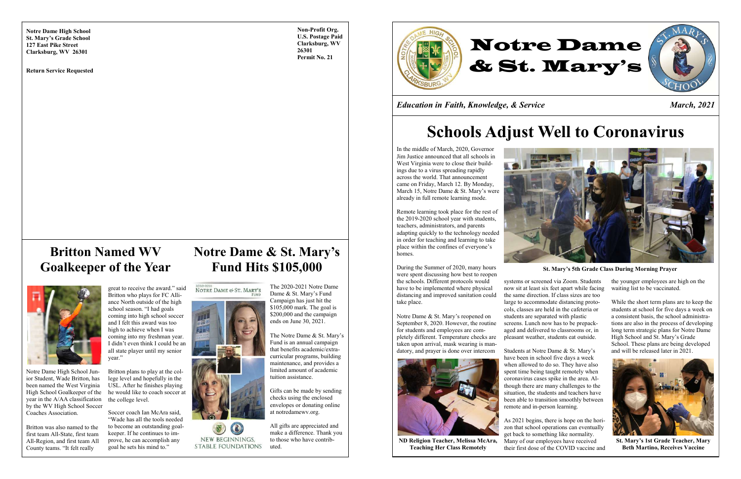**Notre Dame High School**
**St. Mary's Grade School**
**127 East Pike Street**
**Clarksburg, WV 26301**

**Return Service Requested**

**Non-Profit Org.**
**U.S. Postage Paid**
**Clarksburg, WV 26301**
**Permit No. 21**

## Britton Named WV Goalkeeper of the Year

Notre Dame High School Junior Student, Wade Britton, has been named the West Virginia High School Goalkeeper of the year in the A/AA classification by the WV High School Soccer Coaches Association.

Britton was also named to the first team All-State, first team All-Region, and first team All County teams. "It felt really great to receive the award." said Britton who plays for FC Alliance North outside of the high school season. "I had goals coming into high school soccer and I felt this award was too high to achieve when I was coming into my freshman year. I didn't even think I could be an all state player until my senior year."

Britton plans to play at the college level and hopefully in the USL. After he finishes playing he would like to coach soccer at the college level.

Soccer coach Ian McAra said, "Wade has all the tools needed to become an outstanding goalkeeper. If he continues to improve, he can accomplish any goal he sets his mind to."

## Notre Dame & St. Mary's Fund Hits $105,000

2020-2021 NOTRE DAME & ST. MARY'S FUND

NEW BEGINNINGS, STABLE FOUNDATIONS

The 2020-2021 Notre Dame & St. Mary's Fund Campaign has just hit the $105,000 mark. The goal is $200,000 and the campaign ends on June 30, 2021.

The Notre Dame & St. Mary's Fund is an annual campaign that benefits academic/extracurricular programs, building maintenance, and provides a limited amount of academic tuition assistance.

Gifts can be made by sending checks using the enclosed envelopes or donating online at notredamewv.org.

All gifts are appreciated and make a difference. Thank you to those who have contributed.

# Notre Dame & St. Mary's

*Education in Faith, Knowledge, & Service* *March, 2021*

# Schools Adjust Well to Coronavirus

In the middle of March, 2020, Governor Jim Justice announced that all schools in West Virginia were to close their buildings due to a virus spreading rapidly across the world. That announcement came on Friday, March 12. By Monday, March 15, Notre Dame & St. Mary's were already in full remote learning mode.

Remote learning took place for the rest of the 2019-2020 school year with students, teachers, administrators, and parents adapting quickly to the technology needed in order for teaching and learning to take place within the confines of everyone's homes.

**St. Mary's 5th Grade Class During Morning Prayer**

During the Summer of 2020, many hours were spent discussing how best to reopen the schools. Different protocols would have to be implemented where physical distancing and improved sanitation could take place.

Notre Dame & St. Mary's reopened on September 8, 2020. However, the routine for students and employees are completely different. Temperature checks are taken upon arrival, mask wearing is mandatory, and prayer is done over intercom systems or screened via Zoom. Students now sit at least six feet apart while facing the same direction. If class sizes are too large to accommodate distancing protocols, classes are held in the cafeteria or students are separated with plastic screens. Lunch now has to be prepackaged and delivered to classrooms or, in pleasant weather, students eat outside.

**ND Religion Teacher, Melissa McAra, Teaching Her Class Remotely**

Students at Notre Dame & St. Mary's have been in school five days a week when allowed to do so. They have also spent time being taught remotely when coronavirus cases spike in the area. Although there are many challenges to the situation, the students and teachers have been able to transition smoothly between remote and in-person learning.

As 2021 begins, there is hope on the horizon that school operations can eventually get back to something like normality. Many of our employees have received their first dose of the COVID vaccine and the younger employees are high on the waiting list to be vaccinated.

While the short term plans are to keep the students at school for five days a week on a consistent basis, the school administrations are also in the process of developing long term strategic plans for Notre Dame High School and St. Mary's Grade School. These plans are being developed and will be released later in 2021.

**St. Mary's 1st Grade Teacher, Mary Beth Martino, Receives Vaccine**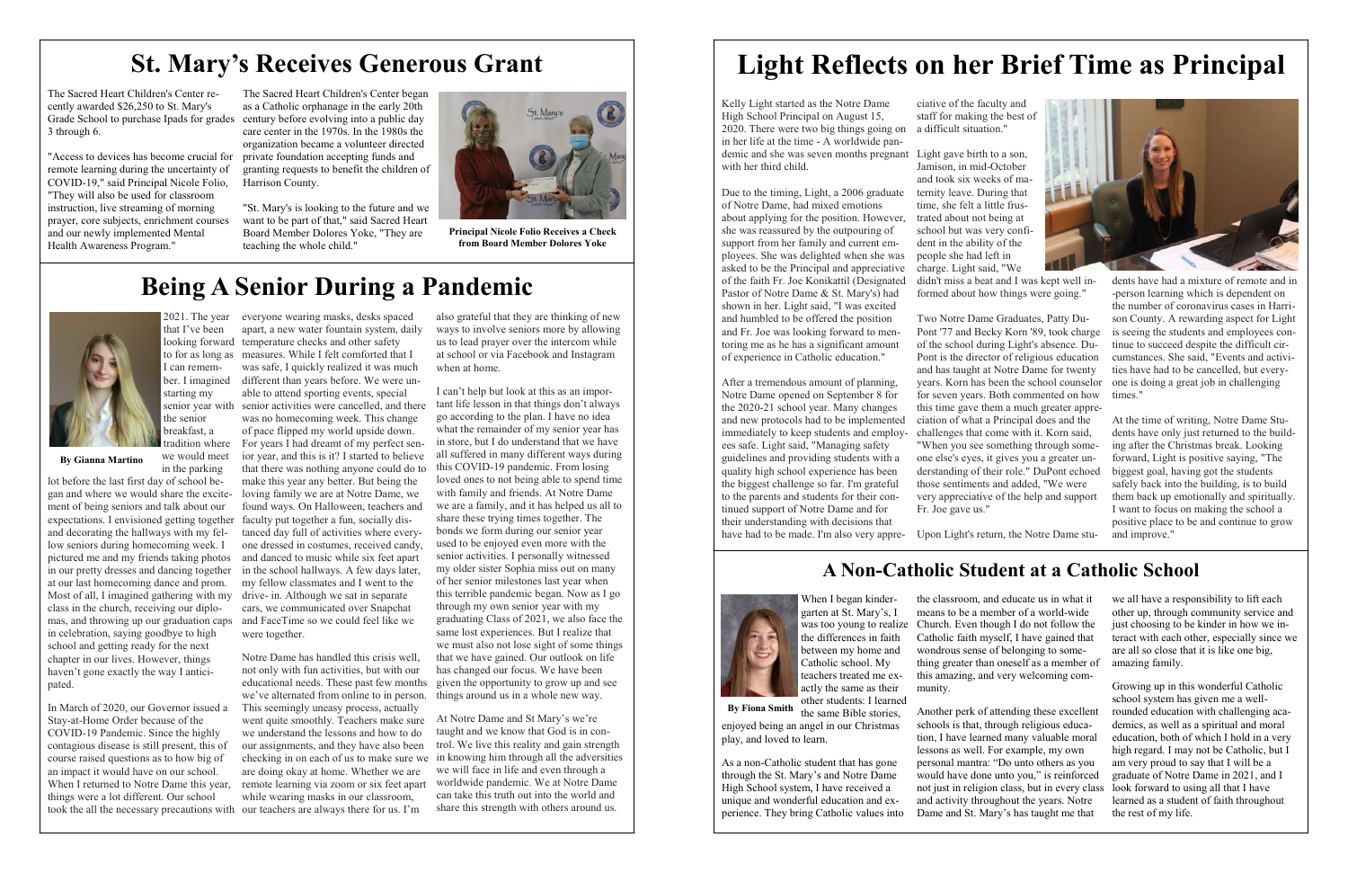# St. Mary's Receives Generous Grant

The Sacred Heart Children's Center recently awarded $26,250 to St. Mary's Grade School to purchase Ipads for grades 3 through 6.

"Access to devices has become crucial for remote learning during the uncertainty of COVID-19," said Principal Nicole Folio, "They will also be used for classroom instruction, live streaming of morning prayer, core subjects, enrichment courses and our newly implemented Mental Health Awareness Program."

The Sacred Heart Children's Center began as a Catholic orphanage in the early 20th century before evolving into a public day care center in the 1970s. In the 1980s the organization became a volunteer directed private foundation accepting funds and granting requests to benefit the children of Harrison County.

"St. Mary's is looking to the future and we want to be part of that," said Sacred Heart Board Member Dolores Yoke, "They are teaching the whole child."

**Principal Nicole Folio Receives a Check from Board Member Dolores Yoke**

# Being A Senior During a Pandemic

**By Gianna Martino**

2021. The year that I've been looking forward to for as long as I can remember. I imagined starting my senior year with the senior breakfast, a tradition where we would meet in the parking lot before the last first day of school began and where we would share the excitement of being seniors and talk about our expectations. I envisioned getting together and decorating the hallways with my fellow seniors during homecoming week. I pictured me and my friends taking photos in our pretty dresses and dancing together at our last homecoming dance and prom. Most of all, I imagined gathering with my class in the church, receiving our diplomas, and throwing up our graduation caps in celebration, saying goodbye to high school and getting ready for the next chapter in our lives. However, things haven't gone exactly the way I anticipated.

In March of 2020, our Governor issued a Stay-at-Home Order because of the COVID-19 Pandemic. Since the highly contagious disease is still present, this of course raised questions as to how big of an impact it would have on our school. When I returned to Notre Dame this year, things were a lot different. Our school took the all the necessary precautions with everyone wearing masks, desks spaced apart, a new water fountain system, daily temperature checks and other safety measures. While I felt comforted that I was safe, I quickly realized it was much different than years before. We were unable to attend sporting events, special senior activities were cancelled, and there was no homecoming week. This change of pace flipped my world upside down. For years I had dreamt of my perfect senior year, and this is it? I started to believe that there was nothing anyone could do to make this year any better. But being the loving family we are at Notre Dame, we found ways. On Halloween, teachers and faculty put together a fun, socially distanced day full of activities where everyone dressed in costumes, received candy, and danced to music while six feet apart in the school hallways. A few days later, my fellow classmates and I went to the drive- in. Although we sat in separate cars, we communicated over Snapchat and FaceTime so we could feel like we were together.

Notre Dame has handled this crisis well, not only with fun activities, but with our educational needs. These past few months we've alternated from online to in person. This seemingly uneasy process, actually went quite smoothly. Teachers make sure we understand the lessons and how to do our assignments, and they have also been checking in on each of us to make sure we are doing okay at home. Whether we are remote learning via zoom or six feet apart while wearing masks in our classroom, our teachers are always there for us. I'm also grateful that they are thinking of new ways to involve seniors more by allowing us to lead prayer over the intercom while at school or via Facebook and Instagram when at home.

I can't help but look at this as an important life lesson in that things don't always go according to the plan. I have no idea what the remainder of my senior year has in store, but I do understand that we have all suffered in many different ways during this COVID-19 pandemic. From losing loved ones to not being able to spend time with family and friends. At Notre Dame we are a family, and it has helped us all to share these trying times together. The bonds we form during our senior year used to be enjoyed even more with the senior activities. I personally witnessed my older sister Sophia miss out on many of her senior milestones last year when this terrible pandemic began. Now as I go through my own senior year with my graduating Class of 2021, we also face the same lost experiences. But I realize that we must also not lose sight of some things that we have gained. Our outlook on life has changed our focus. We have been given the opportunity to grow up and see things around us in a whole new way.

At Notre Dame and St Mary's we're taught and we know that God is in control. We live this reality and gain strength in knowing him through all the adversities we will face in life and even through a worldwide pandemic. We at Notre Dame can take this truth out into the world and share this strength with others around us.

# Light Reflects on her Brief Time as Principal

Kelly Light started as the Notre Dame High School Principal on August 15, 2020. There were two big things going on in her life at the time - A worldwide pandemic and she was seven months pregnant with her third child.

Due to the timing, Light, a 2006 graduate of Notre Dame, had mixed emotions about applying for the position. However, she was reassured by the outpouring of support from her family and current employees. She was delighted when she was asked to be the Principal and appreciative of the faith Fr. Joe Konikattil (Designated Pastor of Notre Dame & St. Mary's) had shown in her. Light said, "I was excited and humbled to be offered the position and Fr. Joe was looking forward to mentoring me as he has a significant amount of experience in Catholic education."

After a tremendous amount of planning, Notre Dame opened on September 8 for the 2020-21 school year. Many changes and new protocols had to be implemented immediately to keep students and employees safe. Light said, "Managing safety guidelines and providing students with a quality high school experience has been the biggest challenge so far. I'm grateful to the parents and students for their continued support of Notre Dame and for their understanding with decisions that have had to be made. I'm also very appreciative of the faculty and staff for making the best of a difficult situation."

Light gave birth to a son, Jamison, in mid-October and took six weeks of maternity leave. During that time, she felt a little frustrated about not being at school but was very confident in the ability of the people she had left in charge. Light said, "We didn't miss a beat and I was kept well informed about how things were going."

Two Notre Dame Graduates, Patty DuPont '77 and Becky Korn '89, took charge of the school during Light's absence. DuPont is the director of religious education and has taught at Notre Dame for twenty years. Korn has been the school counselor for seven years. Both commented on how this time gave them a much greater appreciation of what a Principal does and the challenges that come with it. Korn said, "When you see something through someone else's eyes, it gives you a greater understanding of their role." DuPont echoed those sentiments and added, "We were very appreciative of the help and support Fr. Joe gave us."

Upon Light's return, the Notre Dame students have had a mixture of remote and in-person learning which is dependent on the number of coronavirus cases in Harrison County. A rewarding aspect for Light is seeing the students and employees continue to succeed despite the difficult circumstances. She said, "Events and activities have had to be cancelled, but everyone is doing a great job in challenging times."

At the time of writing, Notre Dame Students have only just returned to the building after the Christmas break. Looking forward, Light is positive saying, "The biggest goal, having got the students safely back into the building, is to build them back up emotionally and spiritually. I want to focus on making the school a positive place to be and continue to grow and improve."

## A Non-Catholic Student at a Catholic School

**By Fiona Smith**

When I began kindergarten at St. Mary's, I was too young to realize the differences in faith between my home and Catholic school. My teachers treated me exactly the same as their other students: I learned the same Bible stories, enjoyed being an angel in our Christmas play, and loved to learn.

As a non-Catholic student that has gone through the St. Mary's and Notre Dame High School system, I have received a unique and wonderful education and experience. They bring Catholic values into the classroom, and educate us in what it means to be a member of a world-wide Church. Even though I do not follow the Catholic faith myself, I have gained that wondrous sense of belonging to something greater than oneself as a member of this amazing, and very welcoming community.

Another perk of attending these excellent schools is that, through religious education, I have learned many valuable moral lessons as well. For example, my own personal mantra: "Do unto others as you would have done unto you," is reinforced not just in religion class, but in every class and activity throughout the years. Notre Dame and St. Mary's has taught me that we all have a responsibility to lift each other up, through community service and just choosing to be kinder in how we interact with each other, especially since we are all so close that it is like one big, amazing family.

Growing up in this wonderful Catholic school system has given me a well-rounded education with challenging academics, as well as a spiritual and moral education, both of which I hold in a very high regard. I may not be Catholic, but I am very proud to say that I will be a graduate of Notre Dame in 2021, and I look forward to using all that I have learned as a student of faith throughout the rest of my life.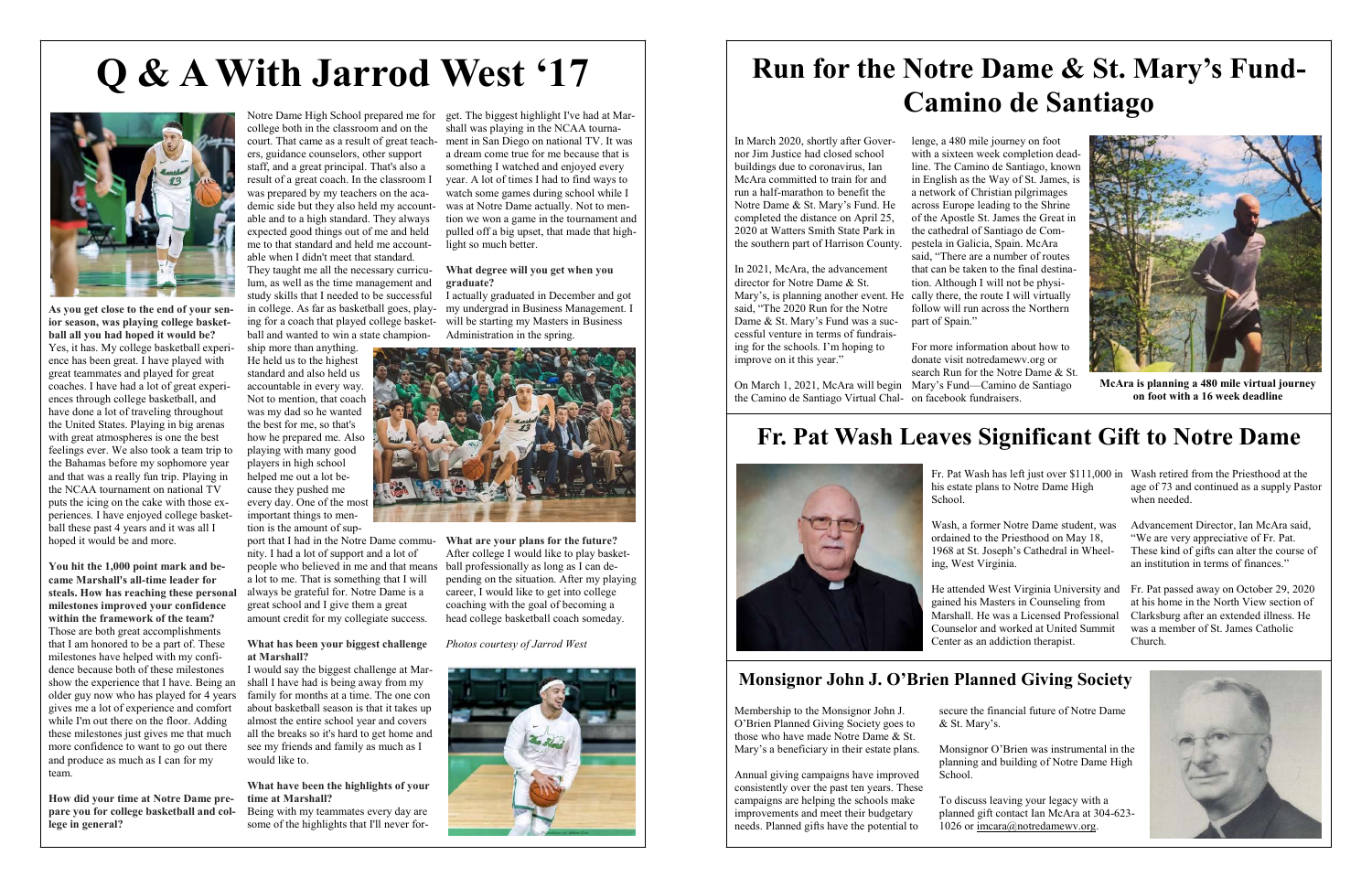# Q & A With Jarrod West '17

**As you get close to the end of your senior season, was playing college basketball all you had hoped it would be?**
Yes, it has. My college basketball experience has been great. I have played with great teammates and played for great coaches. I have had a lot of great experiences through college basketball, and have done a lot of traveling throughout the United States. Playing in big arenas with great atmospheres is one the best feelings ever. We also took a team trip to the Bahamas before my sophomore year and that was a really fun trip. Playing in the NCAA tournament on national TV puts the icing on the cake with those experiences. I have enjoyed college basketball these past 4 years and it was all I hoped it would be and more.

**You hit the 1,000 point mark and became Marshall's all-time leader for steals. How has reaching these personal milestones improved your confidence within the framework of the team?**
Those are both great accomplishments that I am honored to be a part of. These milestones have helped with my confidence because both of these milestones show the experience that I have. Being an older guy now who has played for 4 years gives me a lot of experience and comfort while I'm out there on the floor. Adding these milestones just gives me that much more confidence to want to go out there and produce as much as I can for my team.

**How did your time at Notre Dame prepare you for college basketball and college in general?**
Notre Dame High School prepared me for college both in the classroom and on the court. That came as a result of great teachers, guidance counselors, other support staff, and a great principal. That's also a result of a great coach. In the classroom I was prepared by my teachers on the academic side but they also held my accountable and to a high standard. They always expected good things out of me and held me to that standard and held me accountable when I didn't meet that standard. They taught me all the necessary curriculum, as well as the time management and study skills that I needed to be successful in college. As far as basketball goes, playing for a coach that played college basketball and wanted to win a state championship more than anything. He held us to the highest standard and also held us accountable in every way. Not to mention, that coach was my dad so he wanted the best for me, so that's how he prepared me. Also playing with many good players in high school helped me out a lot because they pushed me every day. One of the most important things to mention is the amount of support that I had in the Notre Dame community. I had a lot of support and a lot of people who believed in me and that means a lot to me. That is something that I will always be grateful for. Notre Dame is a great school and I give them a great amount credit for my collegiate success.

**What has been your biggest challenge at Marshall?**
I would say the biggest challenge at Marshall I have had is being away from my family for months at a time. The one con about basketball season is that it takes up almost the entire school year and covers all the breaks so it's hard to get home and see my friends and family as much as I would like to.

**What have been the highlights of your time at Marshall?**
Being with my teammates every day are some of the highlights that I'll never forget. The biggest highlight I've had at Marshall was playing in the NCAA tournament in San Diego on national TV. It was a dream come true for me because that is something I watched and enjoyed every year. A lot of times I had to find ways to watch some games during school while I was at Notre Dame actually. Not to mention we won a game in the tournament and pulled off a big upset, that made that highlight so much better.

**What degree will you get when you graduate?**
I actually graduated in December and got my undergrad in Business Management. I will be starting my Masters in Business Administration in the spring.

**What are your plans for the future?**
After college I would like to play basketball professionally as long as I can depending on the situation. After my playing career, I would like to get into college coaching with the goal of becoming a head college basketball coach someday.

*Photos courtesy of Jarrod West*

# Run for the Notre Dame & St. Mary's Fund-Camino de Santiago

In March 2020, shortly after Governor Jim Justice had closed school buildings due to coronavirus, Ian McAra committed to train for and run a half-marathon to benefit the Notre Dame & St. Mary's Fund. He completed the distance on April 25, 2020 at Watters Smith State Park in the southern part of Harrison County.

In 2021, McAra, the advancement director for Notre Dame & St. Mary's, is planning another event. He said, "The 2020 Run for the Notre Dame & St. Mary's Fund was a successful venture in terms of fundraising for the schools. I'm hoping to improve on it this year."

On March 1, 2021, McAra will begin the Camino de Santiago Virtual Challenge, a 480 mile journey on foot with a sixteen week completion deadline. The Camino de Santiago, known in English as the Way of St. James, is a network of Christian pilgrimages across Europe leading to the Shrine of the Apostle St. James the Great in the cathedral of Santiago de Compestela in Galicia, Spain. McAra said, "There are a number of routes that can be taken to the final destination. Although I will not be physically there, the route I will virtually follow will run across the Northern part of Spain."

For more information about how to donate visit notredamewv.org or search Run for the Notre Dame & St. Mary's Fund—Camino de Santiago on facebook fundraisers.

**McAra is planning a 480 mile virtual journey on foot with a 16 week deadline**

# Fr. Pat Wash Leaves Significant Gift to Notre Dame

Fr. Pat Wash has left just over $111,000 in his estate plans to Notre Dame High School.

Wash, a former Notre Dame student, was ordained to the Priesthood on May 18, 1968 at St. Joseph's Cathedral in Wheeling, West Virginia.

He attended West Virginia University and gained his Masters in Counseling from Marshall. He was a Licensed Professional Counselor and worked at United Summit Center as an addiction therapist.

Wash retired from the Priesthood at the age of 73 and continued as a supply Pastor when needed.

Advancement Director, Ian McAra said, "We are very appreciative of Fr. Pat. These kind of gifts can alter the course of an institution in terms of finances."

Fr. Pat passed away on October 29, 2020 at his home in the North View section of Clarksburg after an extended illness. He was a member of St. James Catholic Church.

## Monsignor John J. O'Brien Planned Giving Society

Membership to the Monsignor John J. O'Brien Planned Giving Society goes to those who have made Notre Dame & St. Mary's a beneficiary in their estate plans.

Annual giving campaigns have improved consistently over the past ten years. These campaigns are helping the schools make improvements and meet their budgetary needs. Planned gifts have the potential to secure the financial future of Notre Dame & St. Mary's.

Monsignor O'Brien was instrumental in the planning and building of Notre Dame High School.

To discuss leaving your legacy with a planned gift contact Ian McAra at 304-623-1026 or imcara@notredamewv.org.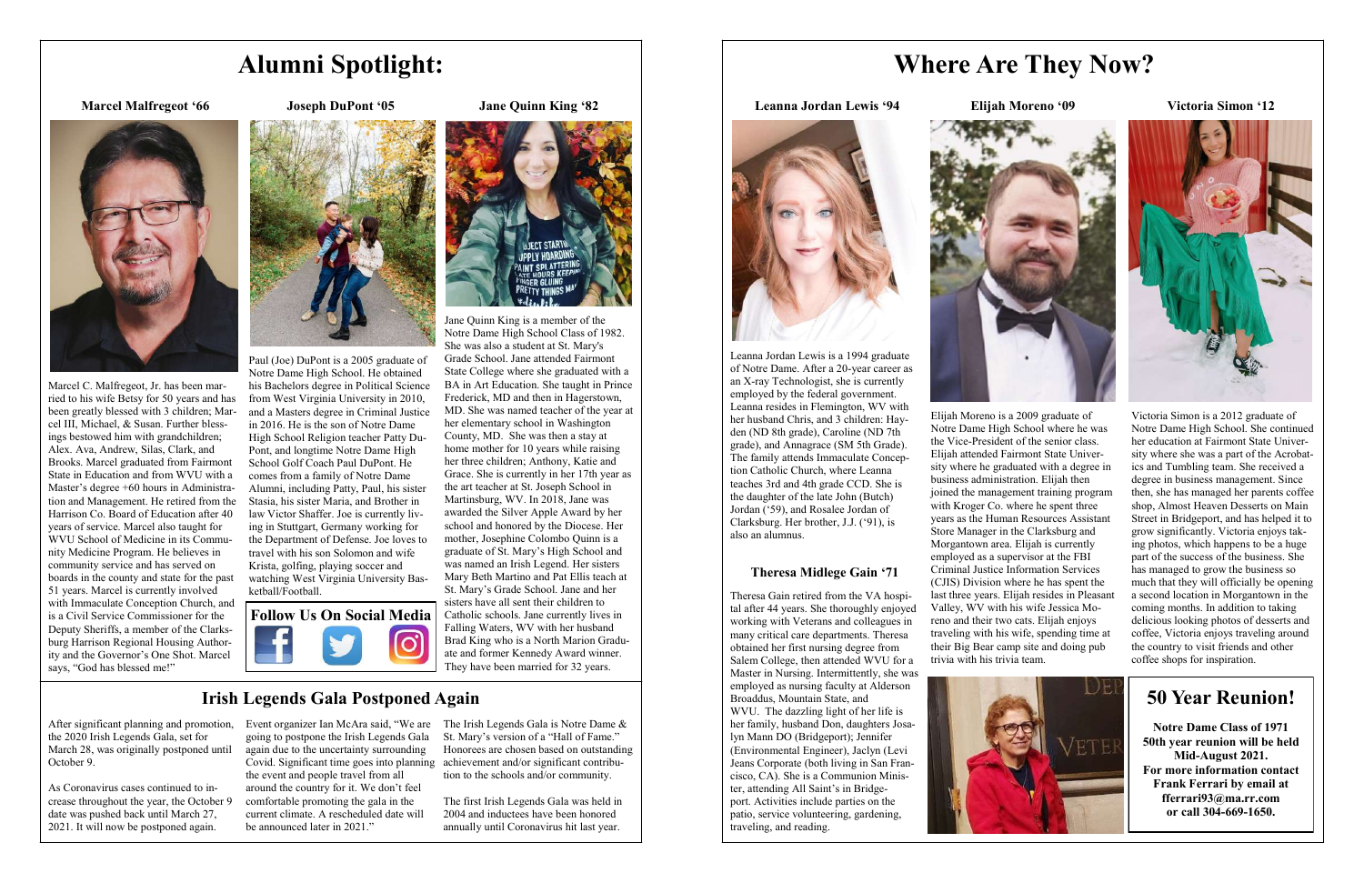# Alumni Spotlight:

### Marcel Malfregeot '66

Marcel C. Malfregeot, Jr. has been married to his wife Betsy for 50 years and has been greatly blessed with 3 children; Marcel III, Michael, & Susan. Further blessings bestowed him with grandchildren; Alex. Ava, Andrew, Silas, Clark, and Brooks. Marcel graduated from Fairmont State in Education and from WVU with a Master's degree +60 hours in Administration and Management. He retired from the Harrison Co. Board of Education after 40 years of service. Marcel also taught for WVU School of Medicine in its Community Medicine Program. He believes in community service and has served on boards in the county and state for the past 51 years. Marcel is currently involved with Immaculate Conception Church, and is a Civil Service Commissioner for the Deputy Sheriffs, a member of the Clarksburg Harrison Regional Housing Authority and the Governor's One Shot. Marcel says, "God has blessed me!"

### Joseph DuPont '05

Paul (Joe) DuPont is a 2005 graduate of Notre Dame High School. He obtained his Bachelors degree in Political Science from West Virginia University in 2010, and a Masters degree in Criminal Justice in 2016. He is the son of Notre Dame High School Religion teacher Patty DuPont, and longtime Notre Dame High School Golf Coach Paul DuPont. He comes from a family of Notre Dame Alumni, including Patty, Paul, his sister Stasia, his sister Maria, and Brother in law Victor Shaffer. Joe is currently living in Stuttgart, Germany working for the Department of Defense. Joe loves to travel with his son Solomon and wife Krista, golfing, playing soccer and watching West Virginia University Basketball/Football.

**Follow Us On Social Media**

### Jane Quinn King '82

Jane Quinn King is a member of the Notre Dame High School Class of 1982. She was also a student at St. Mary's Grade School. Jane attended Fairmont State College where she graduated with a BA in Art Education. She taught in Prince Frederick, MD and then in Hagerstown, MD. She was named teacher of the year at her elementary school in Washington County, MD. She was then a stay at home mother for 10 years while raising her three children; Anthony, Katie and Grace. She is currently in her 17th year as the art teacher at St. Joseph School in Martinsburg, WV. In 2018, Jane was awarded the Silver Apple Award by her school and honored by the Diocese. Her mother, Josephine Colombo Quinn is a graduate of St. Mary's High School and was named an Irish Legend. Her sisters Mary Beth Martino and Pat Ellis teach at St. Mary's Grade School. Jane and her sisters have all sent their children to Catholic schools. Jane currently lives in Falling Waters, WV with her husband Brad King who is a North Marion Graduate and former Kennedy Award winner. They have been married for 32 years.

## Irish Legends Gala Postponed Again

After significant planning and promotion, the 2020 Irish Legends Gala, set for March 28, was originally postponed until October 9.

As Coronavirus cases continued to increase throughout the year, the October 9 date was pushed back until March 27, 2021. It will now be postponed again.

Event organizer Ian McAra said, "We are going to postpone the Irish Legends Gala again due to the uncertainty surrounding Covid. Significant time goes into planning the event and people travel from all around the country for it. We don't feel comfortable promoting the gala in the current climate. A rescheduled date will be announced later in 2021."

The Irish Legends Gala is Notre Dame & St. Mary's version of a "Hall of Fame." Honorees are chosen based on outstanding achievement and/or significant contribution to the schools and/or community.

The first Irish Legends Gala was held in 2004 and inductees have been honored annually until Coronavirus hit last year.

# Where Are They Now?

### Leanna Jordan Lewis '94

Leanna Jordan Lewis is a 1994 graduate of Notre Dame. After a 20-year career as an X-ray Technologist, she is currently employed by the federal government. Leanna resides in Flemington, WV with her husband Chris, and 3 children: Hayden (ND 8th grade), Caroline (ND 7th grade), and Annagrace (SM 5th Grade). The family attends Immaculate Conception Catholic Church, where Leanna teaches 3rd and 4th grade CCD. She is the daughter of the late John (Butch) Jordan ('59), and Rosalee Jordan of Clarksburg. Her brother, J.J. ('91), is also an alumnus.

### Theresa Midlege Gain '71

Theresa Gain retired from the VA hospital after 44 years. She thoroughly enjoyed working with Veterans and colleagues in many critical care departments. Theresa obtained her first nursing degree from Salem College, then attended WVU for a Master in Nursing. Intermittently, she was employed as nursing faculty at Alderson Broaddus, Mountain State, and WVU. The dazzling light of her life is her family, husband Don, daughters Josalyn Mann DO (Bridgeport); Jennifer (Environmental Engineer), Jaclyn (Levi Jeans Corporate (both living in San Francisco, CA). She is a Communion Minister, attending All Saint's in Bridgeport. Activities include parties on the patio, service volunteering, gardening, traveling, and reading.

### Elijah Moreno '09

Elijah Moreno is a 2009 graduate of Notre Dame High School where he was the Vice-President of the senior class. Elijah attended Fairmont State University where he graduated with a degree in business administration. Elijah then joined the management training program with Kroger Co. where he spent three years as the Human Resources Assistant Store Manager in the Clarksburg and Morgantown area. Elijah is currently employed as a supervisor at the FBI Criminal Justice Information Services (CJIS) Division where he has spent the last three years. Elijah resides in Pleasant Valley, WV with his wife Jessica Moreno and their two cats. Elijah enjoys traveling with his wife, spending time at their Big Bear camp site and doing pub trivia with his trivia team.

### Victoria Simon '12

Victoria Simon is a 2012 graduate of Notre Dame High School. She continued her education at Fairmont State University where she was a part of the Acrobatics and Tumbling team. She received a degree in business management. Since then, she has managed her parents coffee shop, Almost Heaven Desserts on Main Street in Bridgeport, and has helped it to grow significantly. Victoria enjoys taking photos, which happens to be a huge part of the success of the business. She has managed to grow the business so much that they will officially be opening a second location in Morgantown in the coming months. In addition to taking delicious looking photos of desserts and coffee, Victoria enjoys traveling around the country to visit friends and other coffee shops for inspiration.

## 50 Year Reunion!

**Notre Dame Class of 1971**
**50th year reunion will be held Mid-August 2021.**
**For more information contact Frank Ferrari by email at fferrari93@ma.rr.com or call 304-669-1650.**